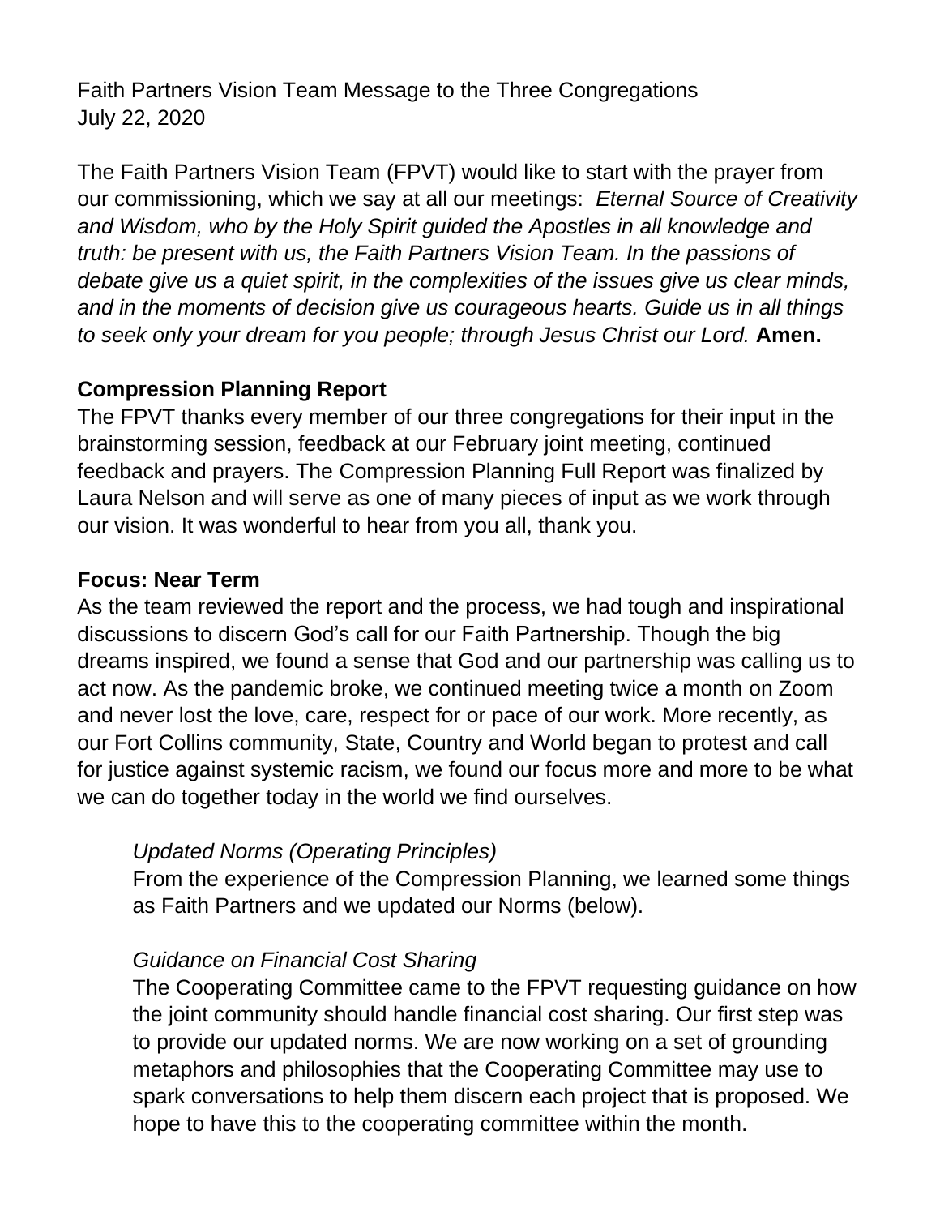Faith Partners Vision Team Message to the Three Congregations
July 22, 2020

The Faith Partners Vision Team (FPVT) would like to start with the prayer from our commissioning, which we say at all our meetings: *Eternal Source of Creativity and Wisdom, who by the Holy Spirit guided the Apostles in all knowledge and truth: be present with us, the Faith Partners Vision Team. In the passions of debate give us a quiet spirit, in the complexities of the issues give us clear minds, and in the moments of decision give us courageous hearts. Guide us in all things to seek only your dream for you people; through Jesus Christ our Lord.* **Amen.**

**Compression Planning Report**

The FPVT thanks every member of our three congregations for their input in the brainstorming session, feedback at our February joint meeting, continued feedback and prayers. The Compression Planning Full Report was finalized by Laura Nelson and will serve as one of many pieces of input as we work through our vision. It was wonderful to hear from you all, thank you.

**Focus: Near Term**

As the team reviewed the report and the process, we had tough and inspirational discussions to discern God's call for our Faith Partnership. Though the big dreams inspired, we found a sense that God and our partnership was calling us to act now. As the pandemic broke, we continued meeting twice a month on Zoom and never lost the love, care, respect for or pace of our work. More recently, as our Fort Collins community, State, Country and World began to protest and call for justice against systemic racism, we found our focus more and more to be what we can do together today in the world we find ourselves.

*Updated Norms (Operating Principles)*

From the experience of the Compression Planning, we learned some things as Faith Partners and we updated our Norms (below).

*Guidance on Financial Cost Sharing*

The Cooperating Committee came to the FPVT requesting guidance on how the joint community should handle financial cost sharing. Our first step was to provide our updated norms. We are now working on a set of grounding metaphors and philosophies that the Cooperating Committee may use to spark conversations to help them discern each project that is proposed. We hope to have this to the cooperating committee within the month.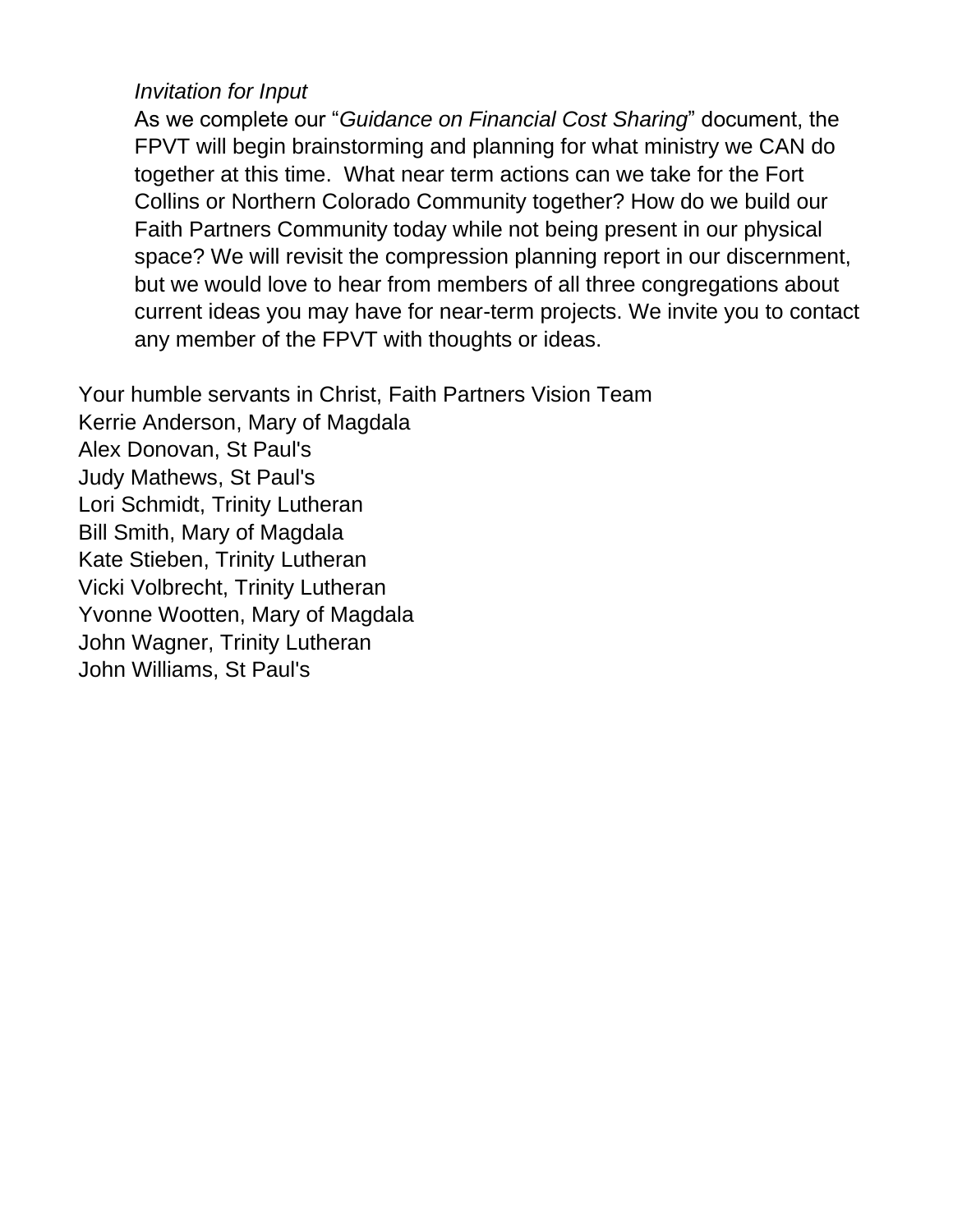*Invitation for Input*

As we complete our "*Guidance on Financial Cost Sharing*" document, the FPVT will begin brainstorming and planning for what ministry we CAN do together at this time. What near term actions can we take for the Fort Collins or Northern Colorado Community together? How do we build our Faith Partners Community today while not being present in our physical space? We will revisit the compression planning report in our discernment, but we would love to hear from members of all three congregations about current ideas you may have for near-term projects. We invite you to contact any member of the FPVT with thoughts or ideas.

Your humble servants in Christ, Faith Partners Vision Team
Kerrie Anderson, Mary of Magdala
Alex Donovan, St Paul's
Judy Mathews, St Paul's
Lori Schmidt, Trinity Lutheran
Bill Smith, Mary of Magdala
Kate Stieben, Trinity Lutheran
Vicki Volbrecht, Trinity Lutheran
Yvonne Wootten, Mary of Magdala
John Wagner, Trinity Lutheran
John Williams, St Paul's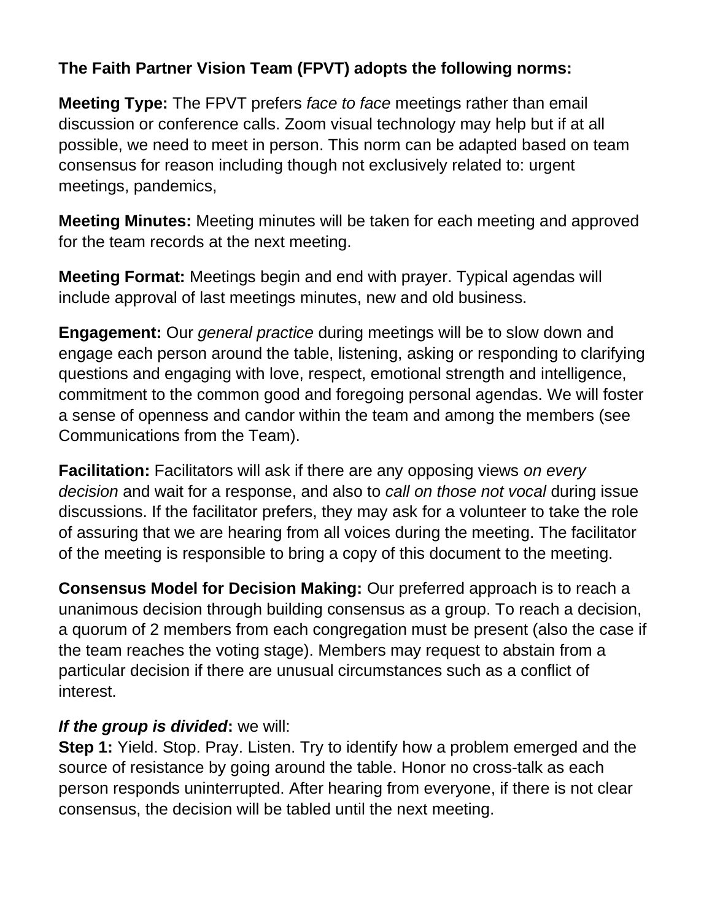**The Faith Partner Vision Team (FPVT) adopts the following norms:**

**Meeting Type:** The FPVT prefers *face to face* meetings rather than email discussion or conference calls. Zoom visual technology may help but if at all possible, we need to meet in person. This norm can be adapted based on team consensus for reason including though not exclusively related to: urgent meetings, pandemics,

**Meeting Minutes:** Meeting minutes will be taken for each meeting and approved for the team records at the next meeting.

**Meeting Format:** Meetings begin and end with prayer. Typical agendas will include approval of last meetings minutes, new and old business.

**Engagement:** Our *general practice* during meetings will be to slow down and engage each person around the table, listening, asking or responding to clarifying questions and engaging with love, respect, emotional strength and intelligence, commitment to the common good and foregoing personal agendas. We will foster a sense of openness and candor within the team and among the members (see Communications from the Team).

**Facilitation:** Facilitators will ask if there are any opposing views *on every decision* and wait for a response, and also to *call on those not vocal* during issue discussions. If the facilitator prefers, they may ask for a volunteer to take the role of assuring that we are hearing from all voices during the meeting. The facilitator of the meeting is responsible to bring a copy of this document to the meeting.

**Consensus Model for Decision Making:** Our preferred approach is to reach a unanimous decision through building consensus as a group. To reach a decision, a quorum of 2 members from each congregation must be present (also the case if the team reaches the voting stage). Members may request to abstain from a particular decision if there are unusual circumstances such as a conflict of interest.

***If the group is divided*:** we will:
**Step 1:** Yield. Stop. Pray. Listen. Try to identify how a problem emerged and the source of resistance by going around the table. Honor no cross-talk as each person responds uninterrupted. After hearing from everyone, if there is not clear consensus, the decision will be tabled until the next meeting.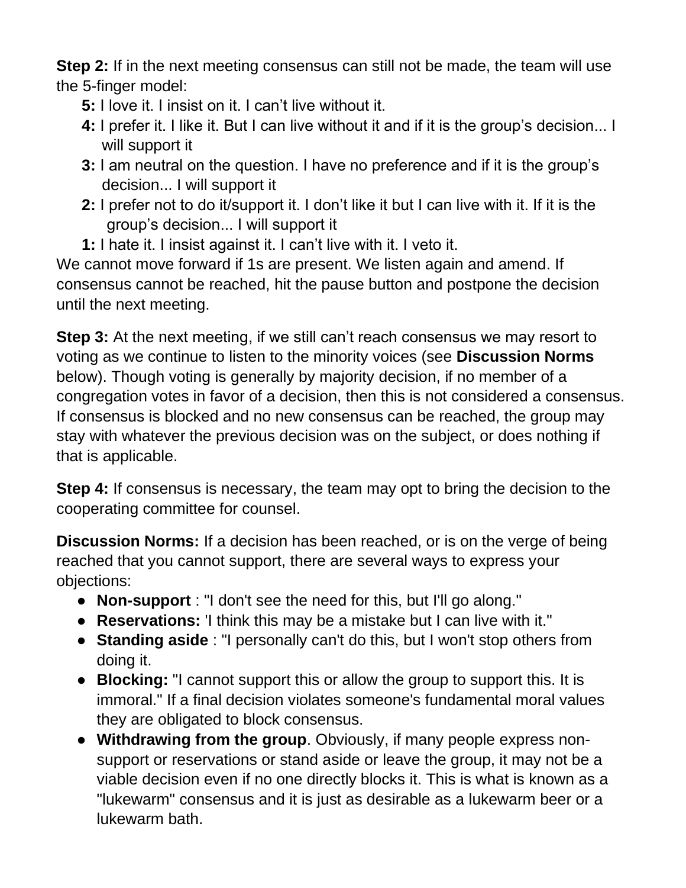**Step 2:** If in the next meeting consensus can still not be made, the team will use the 5-finger model:

- **5:** I love it. I insist on it. I can't live without it.
- **4:** I prefer it. I like it. But I can live without it and if it is the group's decision... I will support it
- **3:** I am neutral on the question. I have no preference and if it is the group's decision... I will support it
- **2:** I prefer not to do it/support it. I don't like it but I can live with it. If it is the group's decision... I will support it
- **1:** I hate it. I insist against it. I can't live with it. I veto it.

We cannot move forward if 1s are present. We listen again and amend. If consensus cannot be reached, hit the pause button and postpone the decision until the next meeting.

**Step 3:** At the next meeting, if we still can't reach consensus we may resort to voting as we continue to listen to the minority voices (see **Discussion Norms** below). Though voting is generally by majority decision, if no member of a congregation votes in favor of a decision, then this is not considered a consensus. If consensus is blocked and no new consensus can be reached, the group may stay with whatever the previous decision was on the subject, or does nothing if that is applicable.

**Step 4:** If consensus is necessary, the team may opt to bring the decision to the cooperating committee for counsel.

**Discussion Norms:** If a decision has been reached, or is on the verge of being reached that you cannot support, there are several ways to express your objections:

- **Non-support** : "I don't see the need for this, but I'll go along."
- **Reservations:** 'I think this may be a mistake but I can live with it."
- **Standing aside** : "I personally can't do this, but I won't stop others from doing it.
- **Blocking:** "I cannot support this or allow the group to support this. It is immoral." If a final decision violates someone's fundamental moral values they are obligated to block consensus.
- **Withdrawing from the group**. Obviously, if many people express non-support or reservations or stand aside or leave the group, it may not be a viable decision even if no one directly blocks it. This is what is known as a "lukewarm" consensus and it is just as desirable as a lukewarm beer or a lukewarm bath.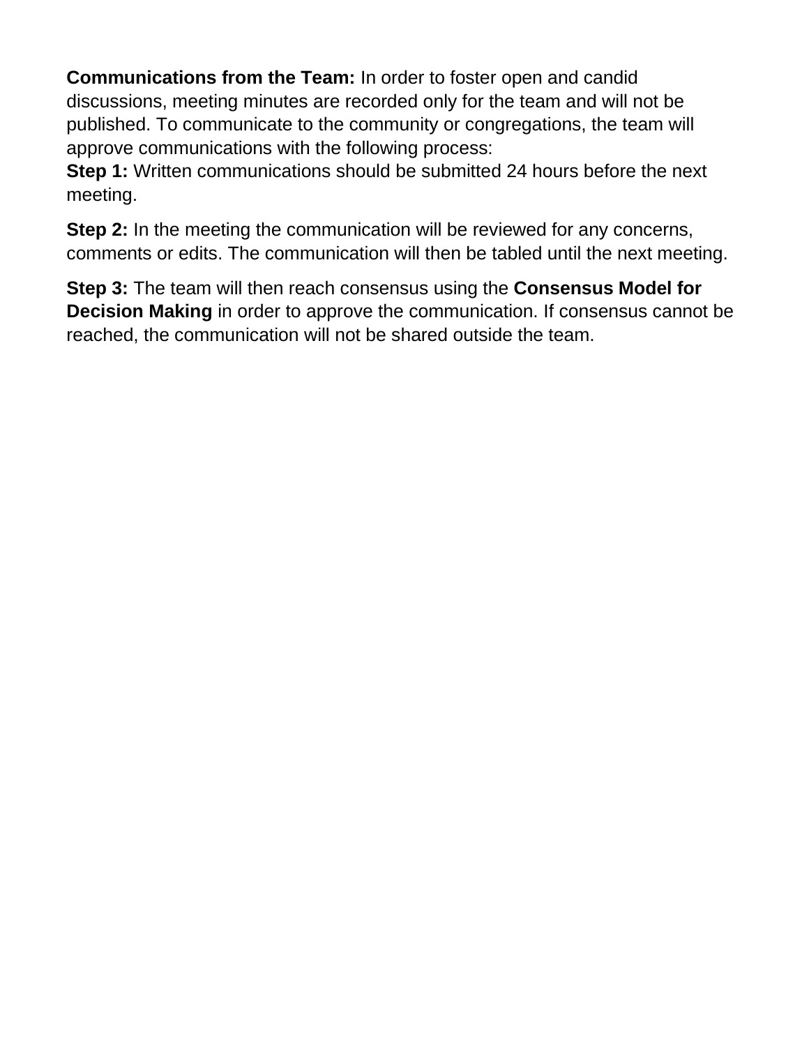**Communications from the Team:** In order to foster open and candid discussions, meeting minutes are recorded only for the team and will not be published. To communicate to the community or congregations, the team will approve communications with the following process:

**Step 1:** Written communications should be submitted 24 hours before the next meeting.

**Step 2:** In the meeting the communication will be reviewed for any concerns, comments or edits. The communication will then be tabled until the next meeting.

**Step 3:** The team will then reach consensus using the **Consensus Model for Decision Making** in order to approve the communication. If consensus cannot be reached, the communication will not be shared outside the team.